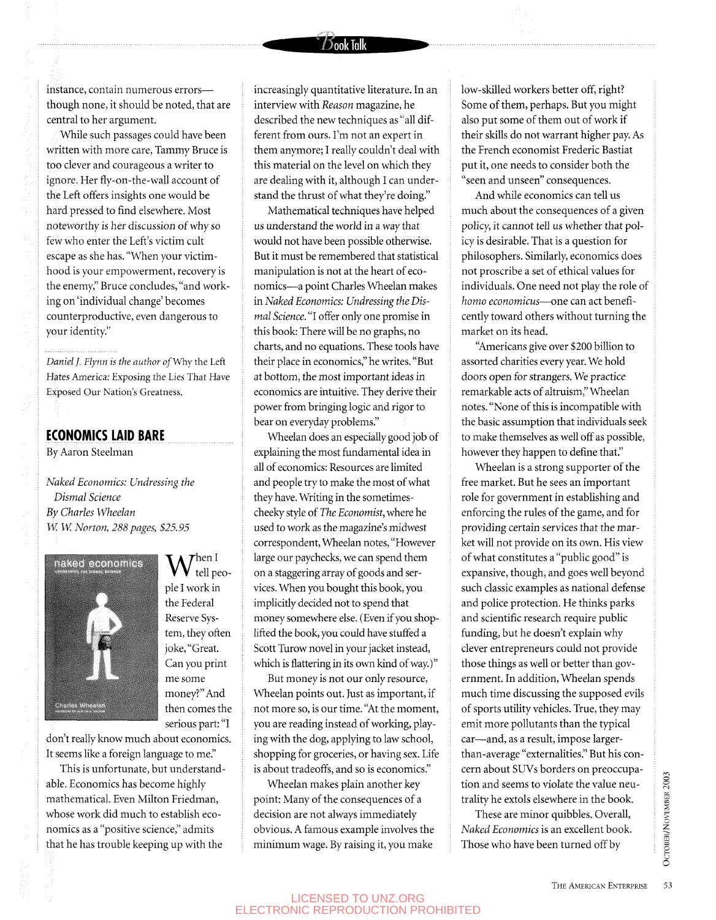instance, contain numerous errors—though none, it should be noted, that are central to her argument.

While such passages could have been written with more care, Tammy Bruce is too clever and courageous a writer to ignore. Her fly-on-the-wall account of the Left offers insights one would be hard pressed to find elsewhere. Most noteworthy is her discussion of why so few who enter the Left's victim cult escape as she has. "When your victimhood is your empowerment, recovery is the enemy," Bruce concludes, "and working on 'individual change' becomes counterproductive, even dangerous to your identity."

*Daniel J. Flynn is the author of* Why the Left Hates America: Exposing the Lies That Have Exposed Our Nation's Greatness.

## ECONOMICS LAID BARE

By Aaron Steelman

*Naked Economics: Undressing the Dismal Science*
*By Charles Wheelan*
*W. W. Norton, 288 pages, $25.95*

When I tell people I work in the Federal Reserve System, they often joke, "Great. Can you print me some money?" And then comes the serious part: "I don't really know much about economics. It seems like a foreign language to me."

This is unfortunate, but understandable. Economics has become highly mathematical. Even Milton Friedman, whose work did much to establish economics as a "positive science," admits that he has trouble keeping up with the increasingly quantitative literature. In an interview with *Reason* magazine, he described the new techniques as "all different from ours. I'm not an expert in them anymore; I really couldn't deal with this material on the level on which they are dealing with it, although I can understand the thrust of what they're doing."

Mathematical techniques have helped us understand the world in a way that would not have been possible otherwise. But it must be remembered that statistical manipulation is not at the heart of economics—a point Charles Wheelan makes in *Naked Economics: Undressing the Dismal Science.* "I offer only one promise in this book: There will be no graphs, no charts, and no equations. These tools have their place in economics," he writes. "But at bottom, the most important ideas in economics are intuitive. They derive their power from bringing logic and rigor to bear on everyday problems."

Wheelan does an especially good job of explaining the most fundamental idea in all of economics: Resources are limited and people try to make the most of what they have. Writing in the sometimes-cheeky style of *The Economist*, where he used to work as the magazine's midwest correspondent, Wheelan notes, "However large our paychecks, we can spend them on a staggering array of goods and services. When you bought this book, you implicitly decided not to spend that money somewhere else. (Even if you shoplifted the book, you could have stuffed a Scott Turow novel in your jacket instead, which is flattering in its own kind of way.)"

But money is not our only resource, Wheelan points out. Just as important, if not more so, is our time. "At the moment, you are reading instead of working, playing with the dog, applying to law school, shopping for groceries, or having sex. Life is about tradeoffs, and so is economics."

Wheelan makes plain another key point: Many of the consequences of a decision are not always immediately obvious. A famous example involves the minimum wage. By raising it, you make low-skilled workers better off, right? Some of them, perhaps. But you might also put some of them out of work if their skills do not warrant higher pay. As the French economist Frederic Bastiat put it, one needs to consider both the "seen and unseen" consequences.

And while economics can tell us much about the consequences of a given policy, it cannot tell us whether that policy is desirable. That is a question for philosophers. Similarly, economics does not proscribe a set of ethical values for individuals. One need not play the role of *homo economicus*—one can act beneficently toward others without turning the market on its head.

"Americans give over $200 billion to assorted charities every year. We hold doors open for strangers. We practice remarkable acts of altruism," Wheelan notes. "None of this is incompatible with the basic assumption that individuals seek to make themselves as well off as possible, however they happen to define that."

Wheelan is a strong supporter of the free market. But he sees an important role for government in establishing and enforcing the rules of the game, and for providing certain services that the market will not provide on its own. His view of what constitutes a "public good" is expansive, though, and goes well beyond such classic examples as national defense and police protection. He thinks parks and scientific research require public funding, but he doesn't explain why clever entrepreneurs could not provide those things as well or better than government. In addition, Wheelan spends much time discussing the supposed evils of sports utility vehicles. True, they may emit more pollutants than the typical car—and, as a result, impose larger-than-average "externalities." But his concern about SUVs borders on preoccupation and seems to violate the value neutrality he extols elsewhere in the book.

These are minor quibbles. Overall, *Naked Economics* is an excellent book. Those who have been turned off by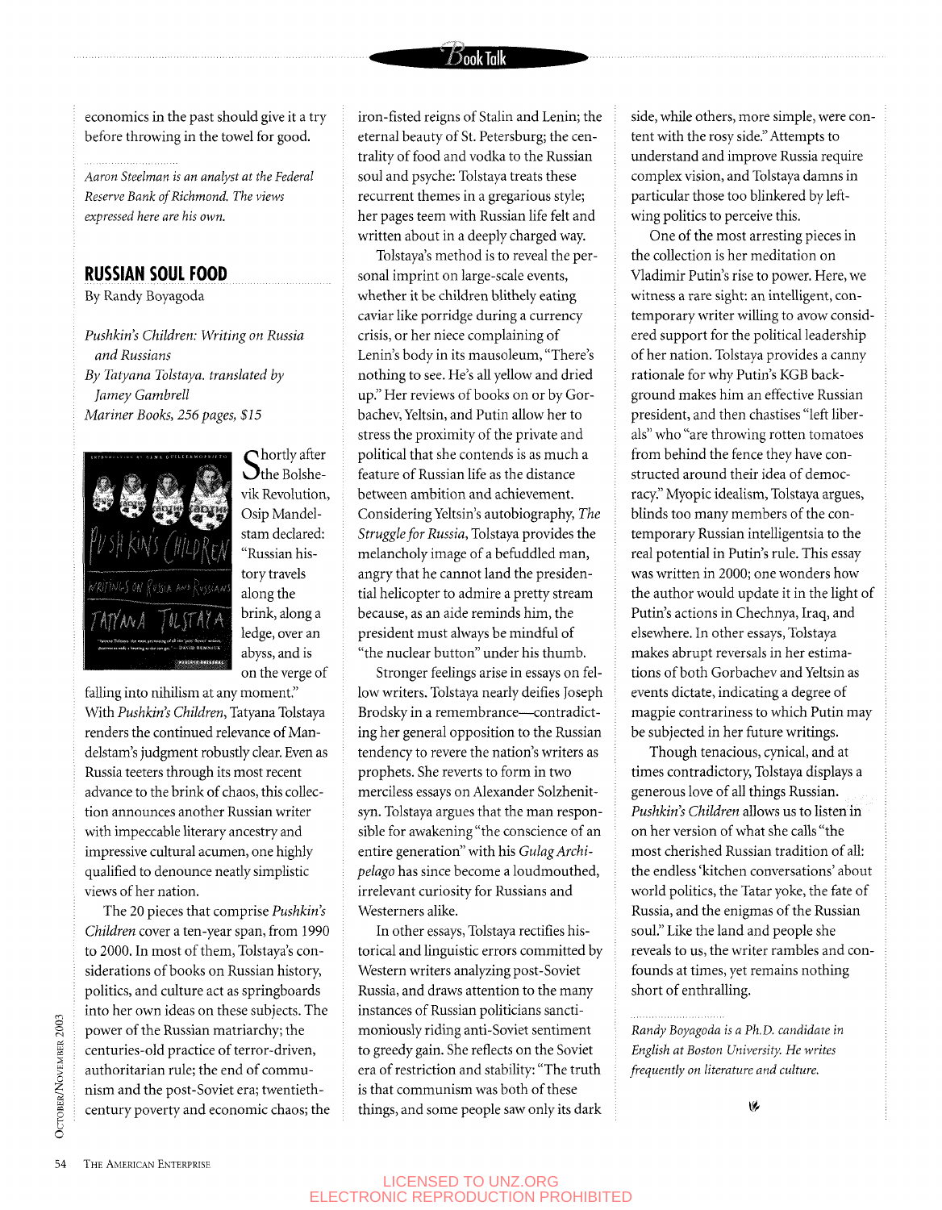economics in the past should give it a try before throwing in the towel for good.

*Aaron Steelman is an analyst at the Federal Reserve Bank of Richmond. The views expressed here are his own.*

## RUSSIAN SOUL FOOD

By Randy Boyagoda

*Pushkin's Children: Writing on Russia and Russians*
*By Tatyana Tolstaya. translated by Jamey Gambrell*
*Mariner Books, 256 pages, $15*

Shortly after the Bolshevik Revolution, Osip Mandelstam declared: "Russian history travels along the brink, along a ledge, over an abyss, and is on the verge of falling into nihilism at any moment." With *Pushkin's Children*, Tatyana Tolstaya renders the continued relevance of Mandelstam's judgment robustly clear. Even as Russia teeters through its most recent advance to the brink of chaos, this collection announces another Russian writer with impeccable literary ancestry and impressive cultural acumen, one highly qualified to denounce neatly simplistic views of her nation.

The 20 pieces that comprise *Pushkin's Children* cover a ten-year span, from 1990 to 2000. In most of them, Tolstaya's considerations of books on Russian history, politics, and culture act as springboards into her own ideas on these subjects. The power of the Russian matriarchy; the centuries-old practice of terror-driven, authoritarian rule; the end of communism and the post-Soviet era; twentieth-century poverty and economic chaos; the iron-fisted reigns of Stalin and Lenin; the eternal beauty of St. Petersburg; the centrality of food and vodka to the Russian soul and psyche: Tolstaya treats these recurrent themes in a gregarious style; her pages teem with Russian life felt and written about in a deeply charged way.

Tolstaya's method is to reveal the personal imprint on large-scale events, whether it be children blithely eating caviar like porridge during a currency crisis, or her niece complaining of Lenin's body in its mausoleum, "There's nothing to see. He's all yellow and dried up." Her reviews of books on or by Gorbachev, Yeltsin, and Putin allow her to stress the proximity of the private and political that she contends is as much a feature of Russian life as the distance between ambition and achievement. Considering Yeltsin's autobiography, *The Struggle for Russia*, Tolstaya provides the melancholy image of a befuddled man, angry that he cannot land the presidential helicopter to admire a pretty stream because, as an aide reminds him, the president must always be mindful of "the nuclear button" under his thumb.

Stronger feelings arise in essays on fellow writers. Tolstaya nearly deifies Joseph Brodsky in a remembrance—contradicting her general opposition to the Russian tendency to revere the nation's writers as prophets. She reverts to form in two merciless essays on Alexander Solzhenitsyn. Tolstaya argues that the man responsible for awakening "the conscience of an entire generation" with his *Gulag Archipelago* has since become a loudmouthed, irrelevant curiosity for Russians and Westerners alike.

In other essays, Tolstaya rectifies historical and linguistic errors committed by Western writers analyzing post-Soviet Russia, and draws attention to the many instances of Russian politicians sanctimoniously riding anti-Soviet sentiment to greedy gain. She reflects on the Soviet era of restriction and stability: "The truth is that communism was both of these things, and some people saw only its dark side, while others, more simple, were content with the rosy side." Attempts to understand and improve Russia require complex vision, and Tolstaya damns in particular those too blinkered by left-wing politics to perceive this.

One of the most arresting pieces in the collection is her meditation on Vladimir Putin's rise to power. Here, we witness a rare sight: an intelligent, contemporary writer willing to avow considered support for the political leadership of her nation. Tolstaya provides a canny rationale for why Putin's KGB background makes him an effective Russian president, and then chastises "left liberals" who "are throwing rotten tomatoes from behind the fence they have constructed around their idea of democracy." Myopic idealism, Tolstaya argues, blinds too many members of the contemporary Russian intelligentsia to the real potential in Putin's rule. This essay was written in 2000; one wonders how the author would update it in the light of Putin's actions in Chechnya, Iraq, and elsewhere. In other essays, Tolstaya makes abrupt reversals in her estimations of both Gorbachev and Yeltsin as events dictate, indicating a degree of magpie contrariness to which Putin may be subjected in her future writings.

Though tenacious, cynical, and at times contradictory, Tolstaya displays a generous love of all things Russian. *Pushkin's Children* allows us to listen in on her version of what she calls "the most cherished Russian tradition of all: the endless 'kitchen conversations' about world politics, the Tatar yoke, the fate of Russia, and the enigmas of the Russian soul." Like the land and people she reveals to us, the writer rambles and confounds at times, yet remains nothing short of enthralling.

*Randy Boyagoda is a Ph.D. candidate in English at Boston University. He writes frequently on literature and culture.*